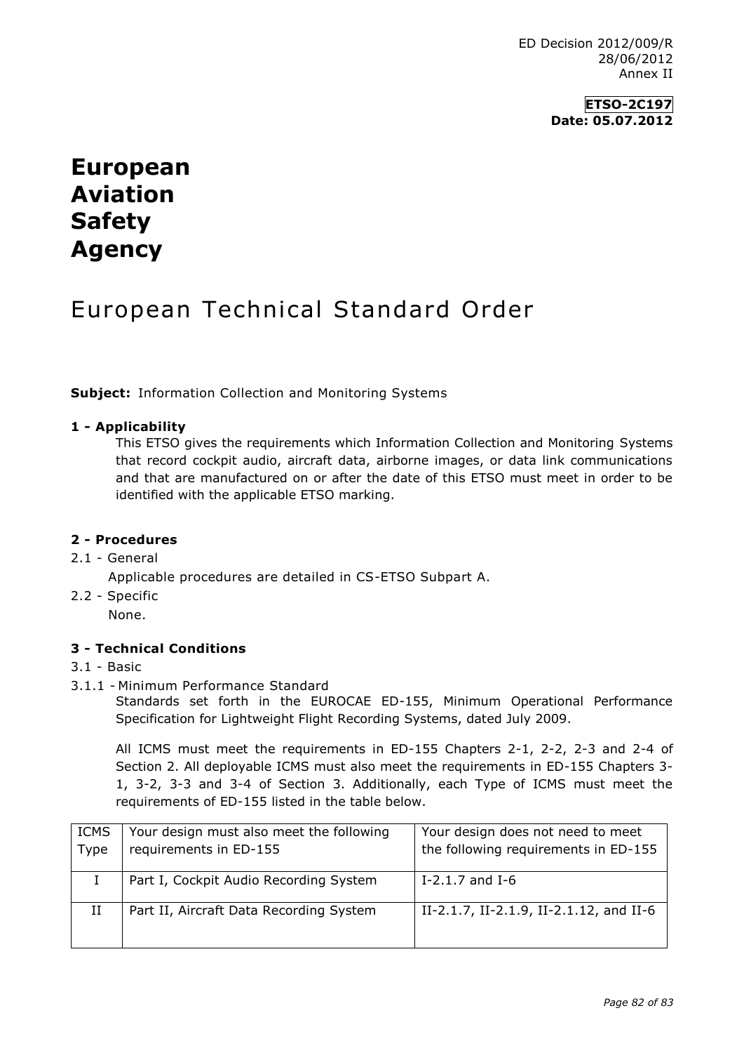ED Decision 2012/009/R
28/06/2012
Annex II

**ETSO-2C197**
**Date: 05.07.2012**

# European Aviation Safety Agency

# European Technical Standard Order

**Subject:** Information Collection and Monitoring Systems

### 1 - Applicability

This ETSO gives the requirements which Information Collection and Monitoring Systems that record cockpit audio, aircraft data, airborne images, or data link communications and that are manufactured on or after the date of this ETSO must meet in order to be identified with the applicable ETSO marking.

### 2 - Procedures

2.1 - General

Applicable procedures are detailed in CS-ETSO Subpart A.

2.2 - Specific

None.

### 3 - Technical Conditions

3.1 - Basic

3.1.1 - Minimum Performance Standard

Standards set forth in the EUROCAE ED-155, Minimum Operational Performance Specification for Lightweight Flight Recording Systems, dated July 2009.

All ICMS must meet the requirements in ED-155 Chapters 2-1, 2-2, 2-3 and 2-4 of Section 2. All deployable ICMS must also meet the requirements in ED-155 Chapters 3-1, 3-2, 3-3 and 3-4 of Section 3. Additionally, each Type of ICMS must meet the requirements of ED-155 listed in the table below.

| ICMS Type | Your design must also meet the following requirements in ED-155 | Your design does not need to meet the following requirements in ED-155 |
|---|---|---|
| I | Part I, Cockpit Audio Recording System | I-2.1.7 and I-6 |
| II | Part II, Aircraft Data Recording System | II-2.1.7, II-2.1.9, II-2.1.12, and II-6 |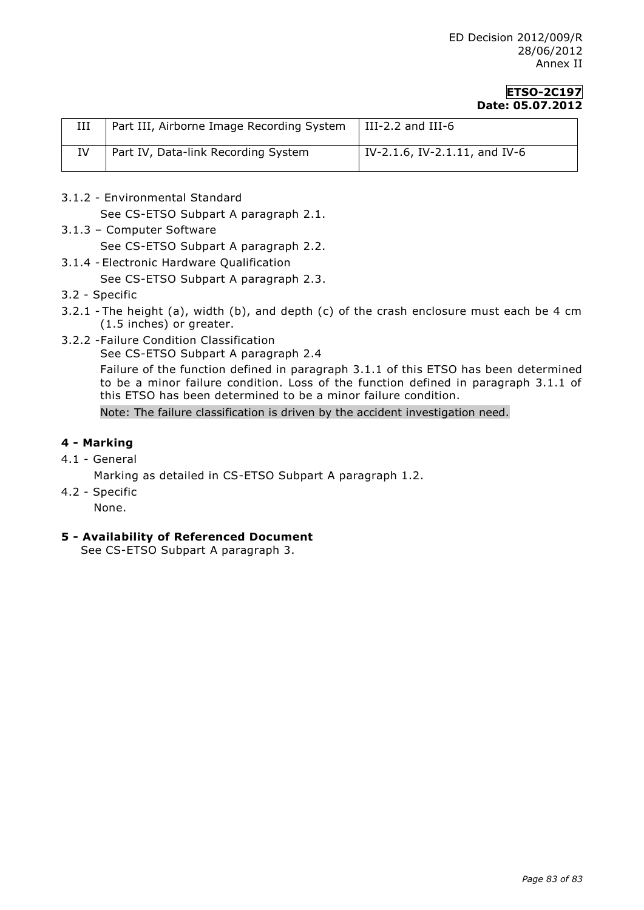| | | |
|---|---|---|
| III | Part III, Airborne Image Recording System | III-2.2 and III-6 |
| IV | Part IV, Data-link Recording System | IV-2.1.6, IV-2.1.11, and IV-6 |

3.1.2 - Environmental Standard

See CS-ETSO Subpart A paragraph 2.1.

3.1.3 – Computer Software

See CS-ETSO Subpart A paragraph 2.2.

3.1.4 - Electronic Hardware Qualification

See CS-ETSO Subpart A paragraph 2.3.

3.2 - Specific

3.2.1 - The height (a), width (b), and depth (c) of the crash enclosure must each be 4 cm (1.5 inches) or greater.

3.2.2 -Failure Condition Classification

See CS-ETSO Subpart A paragraph 2.4

Failure of the function defined in paragraph 3.1.1 of this ETSO has been determined to be a minor failure condition. Loss of the function defined in paragraph 3.1.1 of this ETSO has been determined to be a minor failure condition.

Note: The failure classification is driven by the accident investigation need.

## 4 - Marking

4.1 - General

Marking as detailed in CS-ETSO Subpart A paragraph 1.2.

4.2 - Specific

None.

## 5 - Availability of Referenced Document

See CS-ETSO Subpart A paragraph 3.